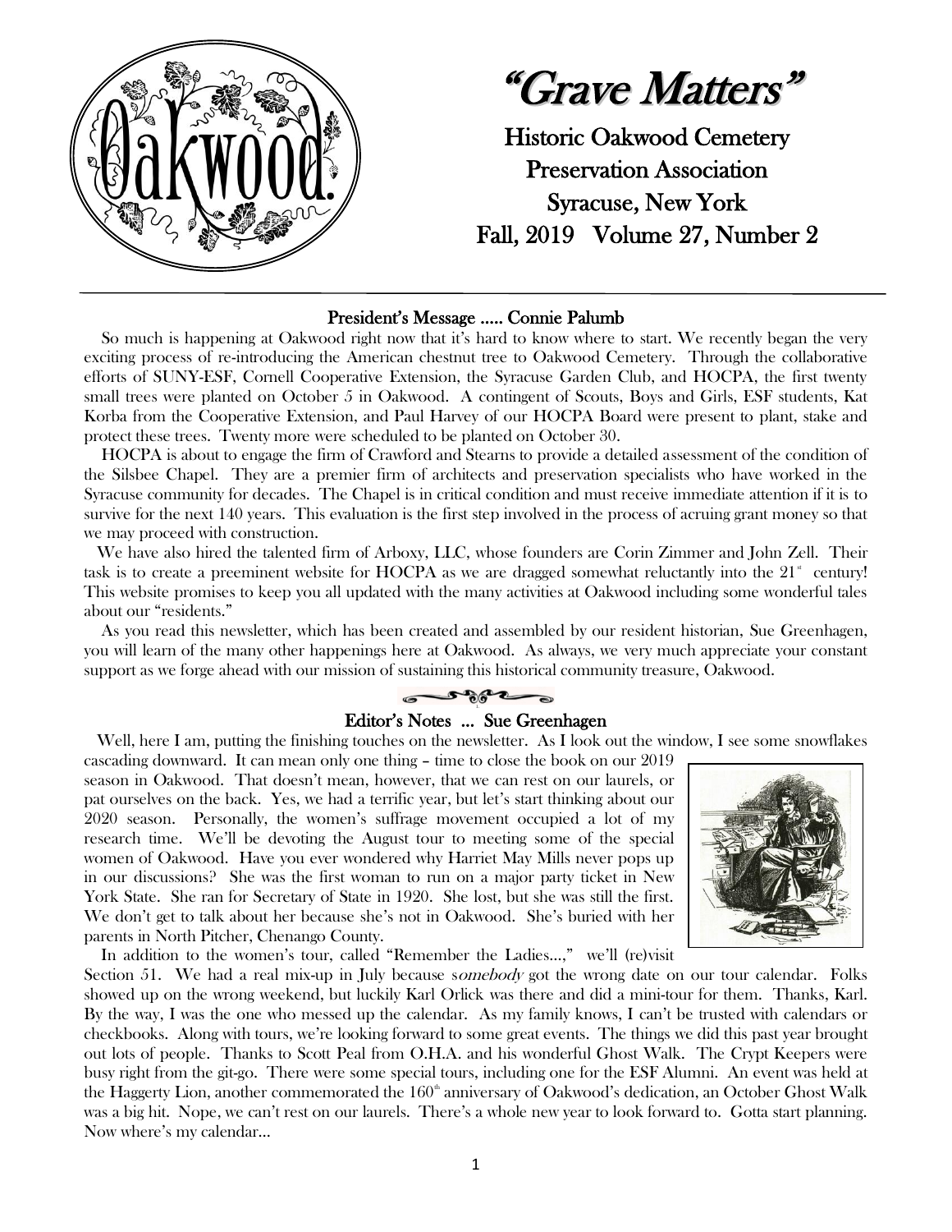# "Grave Matters"

## Historic Oakwood Cemetery Preservation Association
## Syracuse, New York
## Fall, 2019 Volume 27, Number 2

### President's Message ..... Connie Palumb

So much is happening at Oakwood right now that it's hard to know where to start. We recently began the very exciting process of re-introducing the American chestnut tree to Oakwood Cemetery. Through the collaborative efforts of SUNY-ESF, Cornell Cooperative Extension, the Syracuse Garden Club, and HOCPA, the first twenty small trees were planted on October 5 in Oakwood. A contingent of Scouts, Boys and Girls, ESF students, Kat Korba from the Cooperative Extension, and Paul Harvey of our HOCPA Board were present to plant, stake and protect these trees. Twenty more were scheduled to be planted on October 30.

HOCPA is about to engage the firm of Crawford and Stearns to provide a detailed assessment of the condition of the Silsbee Chapel. They are a premier firm of architects and preservation specialists who have worked in the Syracuse community for decades. The Chapel is in critical condition and must receive immediate attention if it is to survive for the next 140 years. This evaluation is the first step involved in the process of acruing grant money so that we may proceed with construction.

We have also hired the talented firm of Arboxy, LLC, whose founders are Corin Zimmer and John Zell. Their task is to create a preeminent website for HOCPA as we are dragged somewhat reluctantly into the 21st century! This website promises to keep you all updated with the many activities at Oakwood including some wonderful tales about our "residents."

As you read this newsletter, which has been created and assembled by our resident historian, Sue Greenhagen, you will learn of the many other happenings here at Oakwood. As always, we very much appreciate your constant support as we forge ahead with our mission of sustaining this historical community treasure, Oakwood.

### Editor's Notes ... Sue Greenhagen

Well, here I am, putting the finishing touches on the newsletter. As I look out the window, I see some snowflakes cascading downward. It can mean only one thing – time to close the book on our 2019 season in Oakwood. That doesn't mean, however, that we can rest on our laurels, or pat ourselves on the back. Yes, we had a terrific year, but let's start thinking about our 2020 season. Personally, the women's suffrage movement occupied a lot of my research time. We'll be devoting the August tour to meeting some of the special women of Oakwood. Have you ever wondered why Harriet May Mills never pops up in our discussions? She was the first woman to run on a major party ticket in New York State. She ran for Secretary of State in 1920. She lost, but she was still the first. We don't get to talk about her because she's not in Oakwood. She's buried with her parents in North Pitcher, Chenango County.

In addition to the women's tour, called "Remember the Ladies...," we'll (re)visit Section 51. We had a real mix-up in July because s*omebody* got the wrong date on our tour calendar. Folks showed up on the wrong weekend, but luckily Karl Orlick was there and did a mini-tour for them. Thanks, Karl. By the way, I was the one who messed up the calendar. As my family knows, I can't be trusted with calendars or checkbooks. Along with tours, we're looking forward to some great events. The things we did this past year brought out lots of people. Thanks to Scott Peal from O.H.A. and his wonderful Ghost Walk. The Crypt Keepers were busy right from the git-go. There were some special tours, including one for the ESF Alumni. An event was held at the Haggerty Lion, another commemorated the 160th anniversary of Oakwood's dedication, an October Ghost Walk was a big hit. Nope, we can't rest on our laurels. There's a whole new year to look forward to. Gotta start planning. Now where's my calendar...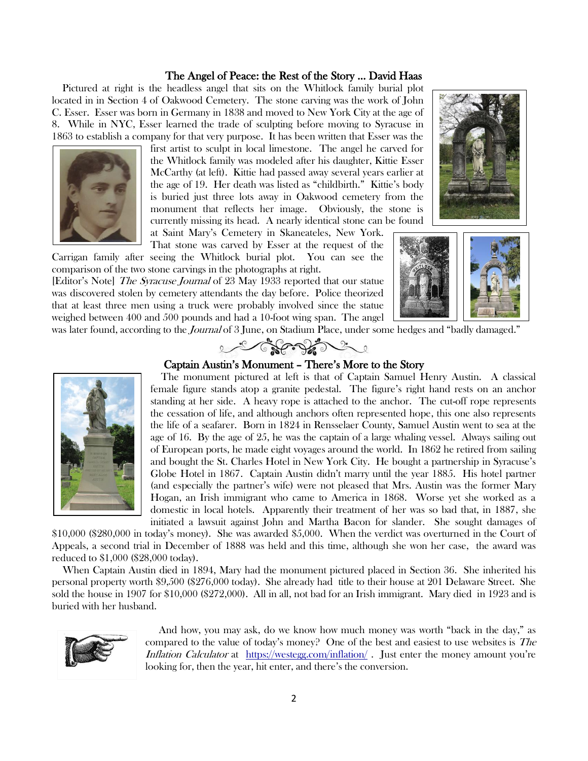## The Angel of Peace: the Rest of the Story ... David Haas

Pictured at right is the headless angel that sits on the Whitlock family burial plot located in in Section 4 of Oakwood Cemetery. The stone carving was the work of John C. Esser. Esser was born in Germany in 1838 and moved to New York City at the age of 8. While in NYC, Esser learned the trade of sculpting before moving to Syracuse in 1863 to establish a company for that very purpose. It has been written that Esser was the first artist to sculpt in local limestone. The angel he carved for the Whitlock family was modeled after his daughter, Kittie Esser McCarthy (at left). Kittie had passed away several years earlier at the age of 19. Her death was listed as "childbirth." Kittie's body is buried just three lots away in Oakwood cemetery from the monument that reflects her image. Obviously, the stone is currently missing its head. A nearly identical stone can be found at Saint Mary's Cemetery in Skaneateles, New York. That stone was carved by Esser at the request of the Carrigan family after seeing the Whitlock burial plot. You can see the comparison of the two stone carvings in the photographs at right.

[Editor's Note] *The Syracuse Journal* of 23 May 1933 reported that our statue was discovered stolen by cemetery attendants the day before. Police theorized that at least three men using a truck were probably involved since the statue weighed between 400 and 500 pounds and had a 10-foot wing span. The angel was later found, according to the *Journal* of 3 June, on Stadium Place, under some hedges and "badly damaged."

## Captain Austin's Monument – There's More to the Story

The monument pictured at left is that of Captain Samuel Henry Austin. A classical female figure stands atop a granite pedestal. The figure's right hand rests on an anchor standing at her side. A heavy rope is attached to the anchor. The cut-off rope represents the cessation of life, and although anchors often represented hope, this one also represents the life of a seafarer. Born in 1824 in Rensselaer County, Samuel Austin went to sea at the age of 16. By the age of 25, he was the captain of a large whaling vessel. Always sailing out of European ports, he made eight voyages around the world. In 1862 he retired from sailing and bought the St. Charles Hotel in New York City. He bought a partnership in Syracuse's Globe Hotel in 1867. Captain Austin didn't marry until the year 1885. His hotel partner (and especially the partner's wife) were not pleased that Mrs. Austin was the former Mary Hogan, an Irish immigrant who came to America in 1868. Worse yet she worked as a domestic in local hotels. Apparently their treatment of her was so bad that, in 1887, she initiated a lawsuit against John and Martha Bacon for slander. She sought damages of $10,000 ($280,000 in today's money). She was awarded $5,000. When the verdict was overturned in the Court of Appeals, a second trial in December of 1888 was held and this time, although she won her case, the award was reduced to $1,000 ($28,000 today).

When Captain Austin died in 1894, Mary had the monument pictured placed in Section 36. She inherited his personal property worth $9,500 ($276,000 today). She already had title to their house at 201 Delaware Street. She sold the house in 1907 for $10,000 ($272,000). All in all, not bad for an Irish immigrant. Mary died in 1923 and is buried with her husband.

And how, you may ask, do we know how much money was worth "back in the day," as compared to the value of today's money? One of the best and easiest to use websites is *The Inflation Calculator* at https://westegg.com/inflation/ . Just enter the money amount you're looking for, then the year, hit enter, and there's the conversion.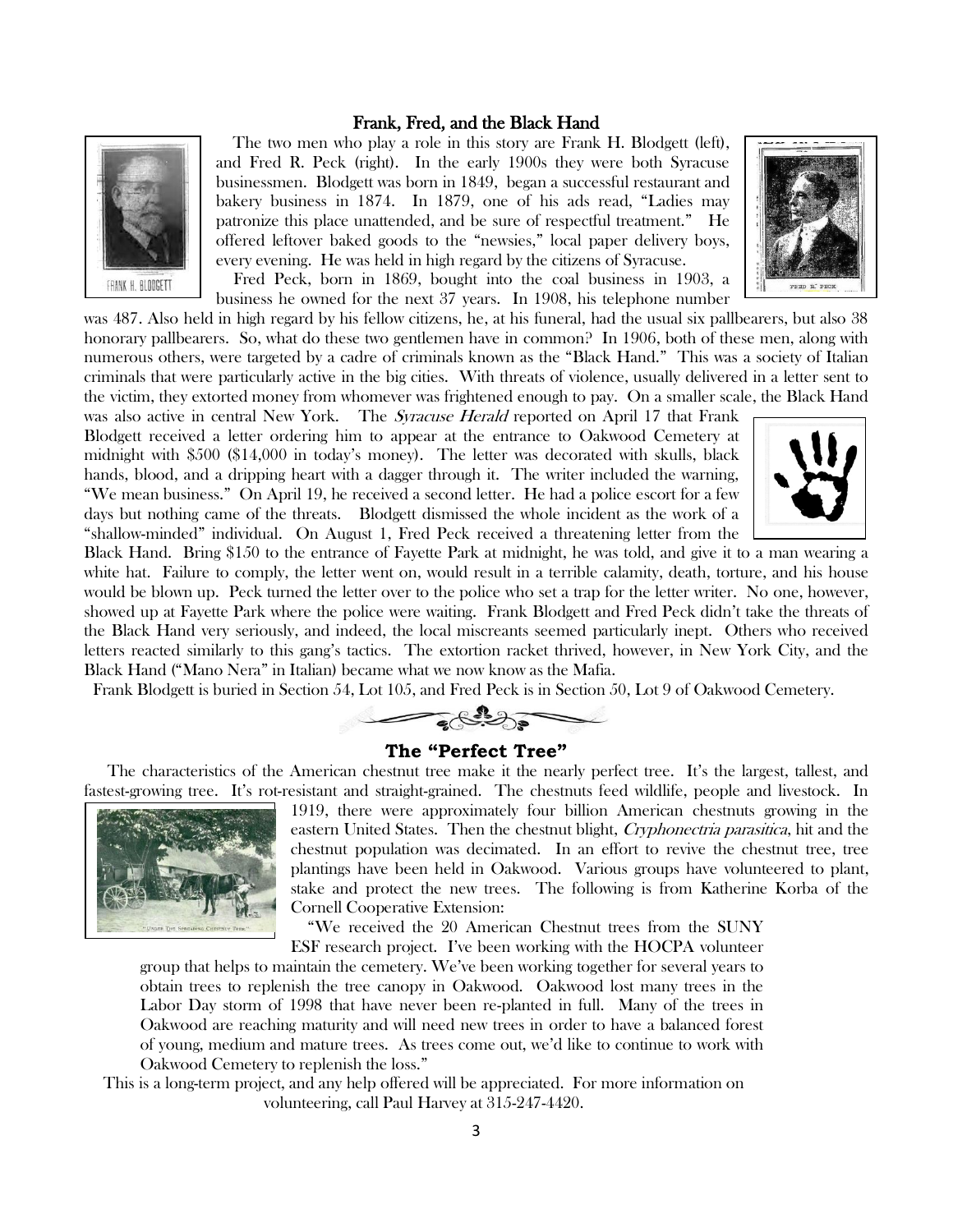## Frank, Fred, and the Black Hand

The two men who play a role in this story are Frank H. Blodgett (left), and Fred R. Peck (right). In the early 1900s they were both Syracuse businessmen. Blodgett was born in 1849, began a successful restaurant and bakery business in 1874. In 1879, one of his ads read, "Ladies may patronize this place unattended, and be sure of respectful treatment." He offered leftover baked goods to the "newsies," local paper delivery boys, every evening. He was held in high regard by the citizens of Syracuse.

Fred Peck, born in 1869, bought into the coal business in 1903, a business he owned for the next 37 years. In 1908, his telephone number was 487. Also held in high regard by his fellow citizens, he, at his funeral, had the usual six pallbearers, but also 38 honorary pallbearers. So, what do these two gentlemen have in common? In 1906, both of these men, along with numerous others, were targeted by a cadre of criminals known as the "Black Hand." This was a society of Italian criminals that were particularly active in the big cities. With threats of violence, usually delivered in a letter sent to the victim, they extorted money from whomever was frightened enough to pay. On a smaller scale, the Black Hand was also active in central New York. The *Syracuse Herald* reported on April 17 that Frank Blodgett received a letter ordering him to appear at the entrance to Oakwood Cemetery at midnight with $500 ($14,000 in today's money). The letter was decorated with skulls, black hands, blood, and a dripping heart with a dagger through it. The writer included the warning, "We mean business." On April 19, he received a second letter. He had a police escort for a few days but nothing came of the threats. Blodgett dismissed the whole incident as the work of a "shallow-minded" individual. On August 1, Fred Peck received a threatening letter from the Black Hand. Bring $150 to the entrance of Fayette Park at midnight, he was told, and give it to a man wearing a white hat. Failure to comply, the letter went on, would result in a terrible calamity, death, torture, and his house would be blown up. Peck turned the letter over to the police who set a trap for the letter writer. No one, however, showed up at Fayette Park where the police were waiting. Frank Blodgett and Fred Peck didn't take the threats of the Black Hand very seriously, and indeed, the local miscreants seemed particularly inept. Others who received letters reacted similarly to this gang's tactics. The extortion racket thrived, however, in New York City, and the Black Hand ("Mano Nera" in Italian) became what we now know as the Mafia.

Frank Blodgett is buried in Section 54, Lot 105, and Fred Peck is in Section 50, Lot 9 of Oakwood Cemetery.

## The "Perfect Tree"

The characteristics of the American chestnut tree make it the nearly perfect tree. It's the largest, tallest, and fastest-growing tree. It's rot-resistant and straight-grained. The chestnuts feed wildlife, people and livestock. In 1919, there were approximately four billion American chestnuts growing in the eastern United States. Then the chestnut blight, *Cryphonectria parasitica*, hit and the chestnut population was decimated. In an effort to revive the chestnut tree, tree plantings have been held in Oakwood. Various groups have volunteered to plant, stake and protect the new trees. The following is from Katherine Korba of the Cornell Cooperative Extension:

"We received the 20 American Chestnut trees from the SUNY ESF research project. I've been working with the HOCPA volunteer group that helps to maintain the cemetery. We've been working together for several years to obtain trees to replenish the tree canopy in Oakwood. Oakwood lost many trees in the Labor Day storm of 1998 that have never been re-planted in full. Many of the trees in Oakwood are reaching maturity and will need new trees in order to have a balanced forest of young, medium and mature trees. As trees come out, we'd like to continue to work with Oakwood Cemetery to replenish the loss."

This is a long-term project, and any help offered will be appreciated. For more information on volunteering, call Paul Harvey at 315-247-4420.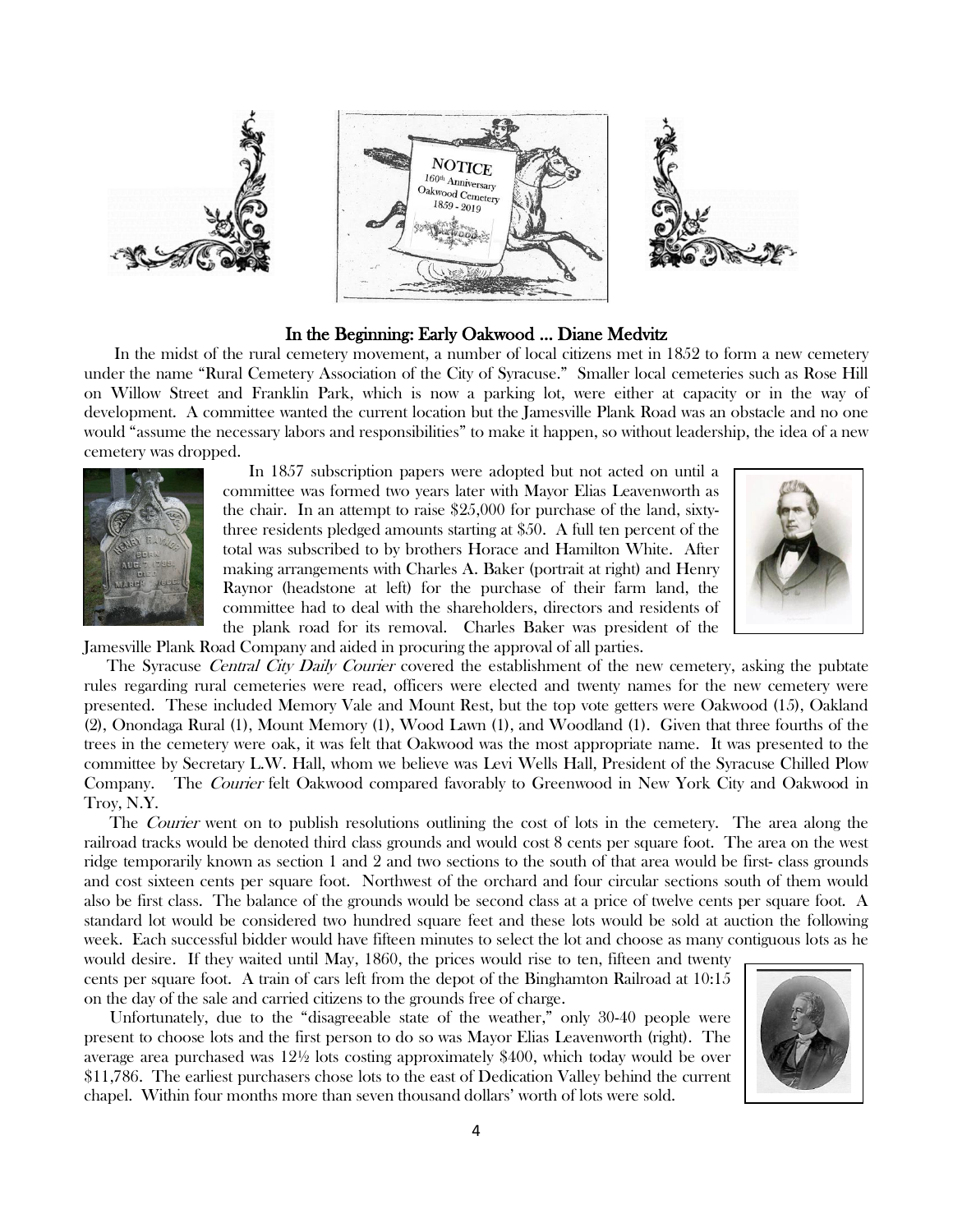## In the Beginning: Early Oakwood … Diane Medvitz

In the midst of the rural cemetery movement, a number of local citizens met in 1852 to form a new cemetery under the name "Rural Cemetery Association of the City of Syracuse." Smaller local cemeteries such as Rose Hill on Willow Street and Franklin Park, which is now a parking lot, were either at capacity or in the way of development. A committee wanted the current location but the Jamesville Plank Road was an obstacle and no one would "assume the necessary labors and responsibilities" to make it happen, so without leadership, the idea of a new cemetery was dropped.

In 1857 subscription papers were adopted but not acted on until a committee was formed two years later with Mayor Elias Leavenworth as the chair. In an attempt to raise $25,000 for purchase of the land, sixty-three residents pledged amounts starting at $50. A full ten percent of the total was subscribed to by brothers Horace and Hamilton White. After making arrangements with Charles A. Baker (portrait at right) and Henry Raynor (headstone at left) for the purchase of their farm land, the committee had to deal with the shareholders, directors and residents of the plank road for its removal. Charles Baker was president of the Jamesville Plank Road Company and aided in procuring the approval of all parties.

The Syracuse *Central City Daily Courier* covered the establishment of the new cemetery, asking the pubtate rules regarding rural cemeteries were read, officers were elected and twenty names for the new cemetery were presented. These included Memory Vale and Mount Rest, but the top vote getters were Oakwood (15), Oakland (2), Onondaga Rural (1), Mount Memory (1), Wood Lawn (1), and Woodland (1). Given that three fourths of the trees in the cemetery were oak, it was felt that Oakwood was the most appropriate name. It was presented to the committee by Secretary L.W. Hall, whom we believe was Levi Wells Hall, President of the Syracuse Chilled Plow Company. The *Courier* felt Oakwood compared favorably to Greenwood in New York City and Oakwood in Troy, N.Y.

The *Courier* went on to publish resolutions outlining the cost of lots in the cemetery. The area along the railroad tracks would be denoted third class grounds and would cost 8 cents per square foot. The area on the west ridge temporarily known as section 1 and 2 and two sections to the south of that area would be first- class grounds and cost sixteen cents per square foot. Northwest of the orchard and four circular sections south of them would also be first class. The balance of the grounds would be second class at a price of twelve cents per square foot. A standard lot would be considered two hundred square feet and these lots would be sold at auction the following week. Each successful bidder would have fifteen minutes to select the lot and choose as many contiguous lots as he would desire. If they waited until May, 1860, the prices would rise to ten, fifteen and twenty cents per square foot. A train of cars left from the depot of the Binghamton Railroad at 10:15 on the day of the sale and carried citizens to the grounds free of charge.

Unfortunately, due to the "disagreeable state of the weather," only 30-40 people were present to choose lots and the first person to do so was Mayor Elias Leavenworth (right). The average area purchased was 12½ lots costing approximately $400, which today would be over $11,786. The earliest purchasers chose lots to the east of Dedication Valley behind the current chapel. Within four months more than seven thousand dollars' worth of lots were sold.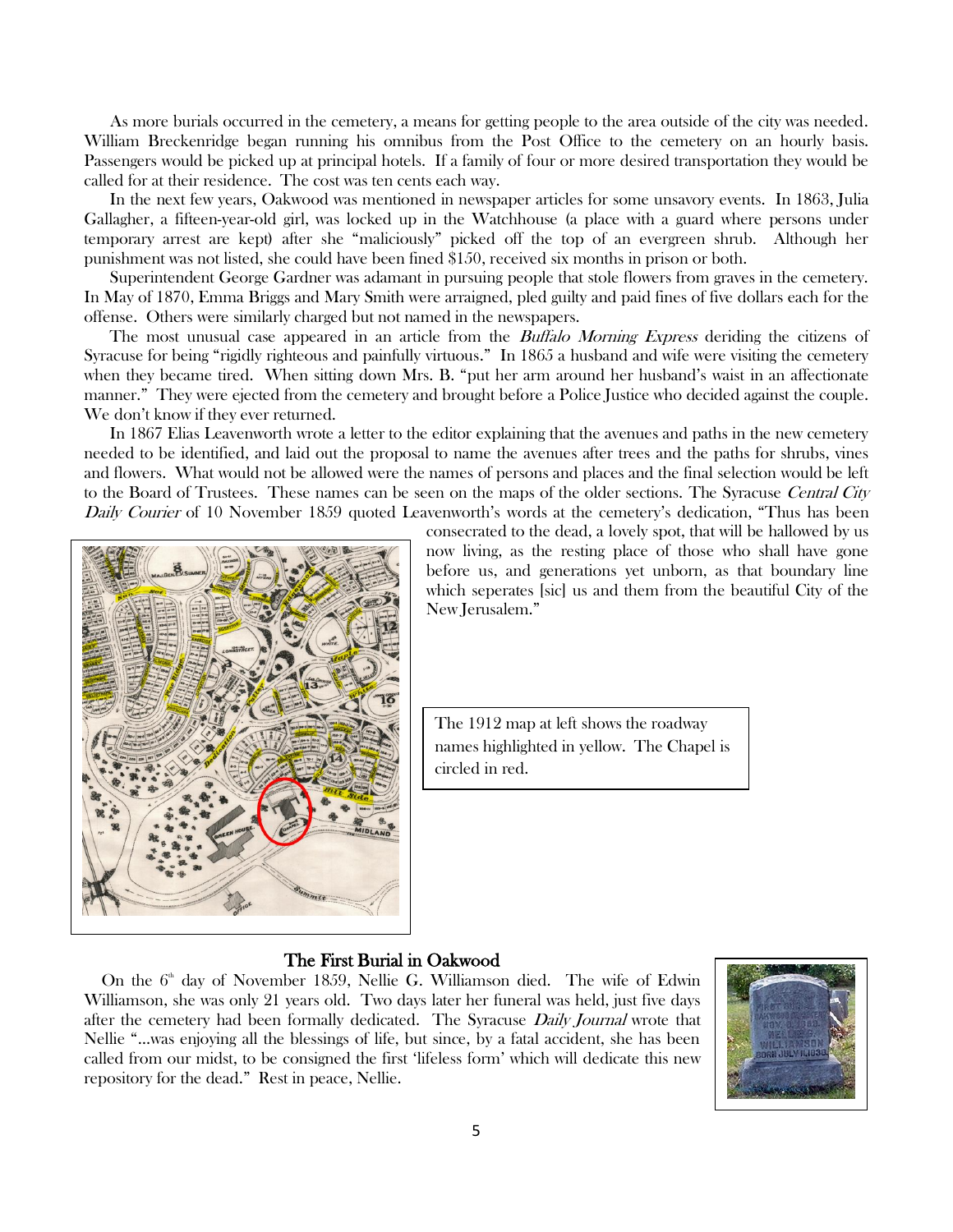As more burials occurred in the cemetery, a means for getting people to the area outside of the city was needed. William Breckenridge began running his omnibus from the Post Office to the cemetery on an hourly basis. Passengers would be picked up at principal hotels. If a family of four or more desired transportation they would be called for at their residence. The cost was ten cents each way.

In the next few years, Oakwood was mentioned in newspaper articles for some unsavory events. In 1863, Julia Gallagher, a fifteen-year-old girl, was locked up in the Watchhouse (a place with a guard where persons under temporary arrest are kept) after she "maliciously" picked off the top of an evergreen shrub. Although her punishment was not listed, she could have been fined $150, received six months in prison or both.

Superintendent George Gardner was adamant in pursuing people that stole flowers from graves in the cemetery. In May of 1870, Emma Briggs and Mary Smith were arraigned, pled guilty and paid fines of five dollars each for the offense. Others were similarly charged but not named in the newspapers.

The most unusual case appeared in an article from the *Buffalo Morning Express* deriding the citizens of Syracuse for being "rigidly righteous and painfully virtuous." In 1865 a husband and wife were visiting the cemetery when they became tired. When sitting down Mrs. B. "put her arm around her husband's waist in an affectionate manner." They were ejected from the cemetery and brought before a Police Justice who decided against the couple. We don't know if they ever returned.

In 1867 Elias Leavenworth wrote a letter to the editor explaining that the avenues and paths in the new cemetery needed to be identified, and laid out the proposal to name the avenues after trees and the paths for shrubs, vines and flowers. What would not be allowed were the names of persons and places and the final selection would be left to the Board of Trustees. These names can be seen on the maps of the older sections. The Syracuse *Central City Daily Courier* of 10 November 1859 quoted Leavenworth's words at the cemetery's dedication, "Thus has been consecrated to the dead, a lovely spot, that will be hallowed by us now living, as the resting place of those who shall have gone before us, and generations yet unborn, as that boundary line which seperates [sic] us and them from the beautiful City of the New Jerusalem."

The 1912 map at left shows the roadway names highlighted in yellow. The Chapel is circled in red.

## The First Burial in Oakwood

On the 6th day of November 1859, Nellie G. Williamson died. The wife of Edwin Williamson, she was only 21 years old. Two days later her funeral was held, just five days after the cemetery had been formally dedicated. The Syracuse *Daily Journal* wrote that Nellie "...was enjoying all the blessings of life, but since, by a fatal accident, she has been called from our midst, to be consigned the first 'lifeless form' which will dedicate this new repository for the dead." Rest in peace, Nellie.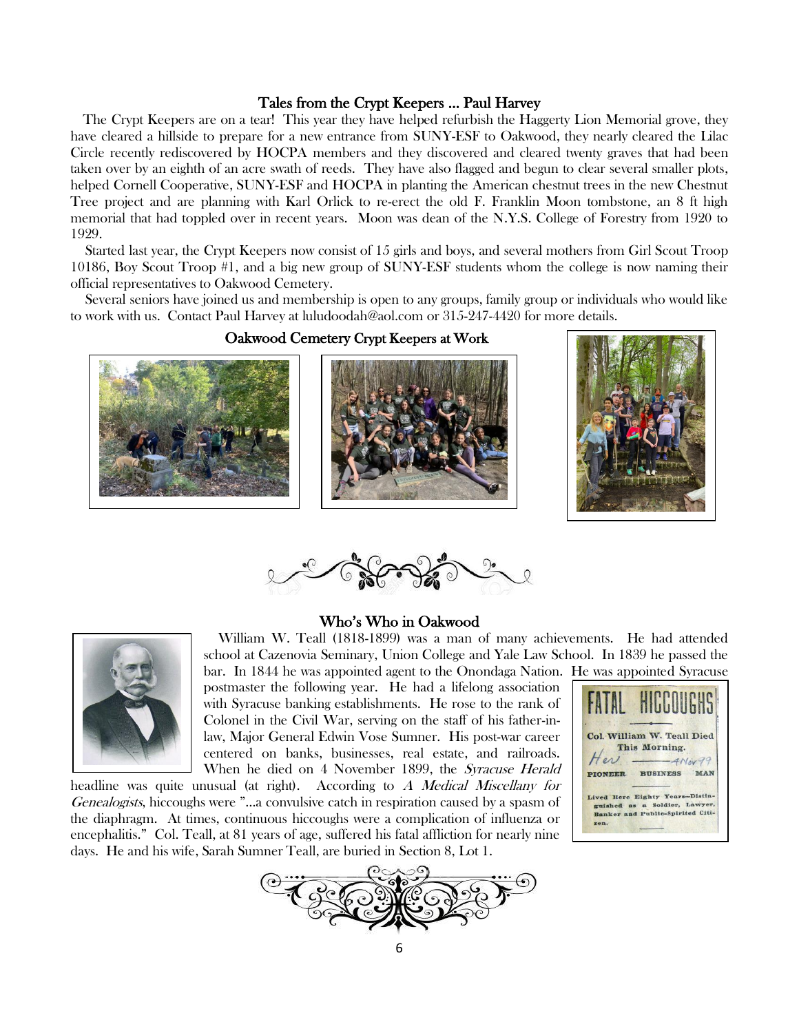## Tales from the Crypt Keepers … Paul Harvey

The Crypt Keepers are on a tear! This year they have helped refurbish the Haggerty Lion Memorial grove, they have cleared a hillside to prepare for a new entrance from SUNY-ESF to Oakwood, they nearly cleared the Lilac Circle recently rediscovered by HOCPA members and they discovered and cleared twenty graves that had been taken over by an eighth of an acre swath of reeds. They have also flagged and begun to clear several smaller plots, helped Cornell Cooperative, SUNY-ESF and HOCPA in planting the American chestnut trees in the new Chestnut Tree project and are planning with Karl Orlick to re-erect the old F. Franklin Moon tombstone, an 8 ft high memorial that had toppled over in recent years. Moon was dean of the N.Y.S. College of Forestry from 1920 to 1929.

Started last year, the Crypt Keepers now consist of 15 girls and boys, and several mothers from Girl Scout Troop 10186, Boy Scout Troop #1, and a big new group of SUNY-ESF students whom the college is now naming their official representatives to Oakwood Cemetery.

Several seniors have joined us and membership is open to any groups, family group or individuals who would like to work with us. Contact Paul Harvey at luludoodah@aol.com or 315-247-4420 for more details.

**Oakwood Cemetery Crypt Keepers at Work**

## Who's Who in Oakwood

William W. Teall (1818-1899) was a man of many achievements. He had attended school at Cazenovia Seminary, Union College and Yale Law School. In 1839 he passed the bar. In 1844 he was appointed agent to the Onondaga Nation. He was appointed Syracuse postmaster the following year. He had a lifelong association with Syracuse banking establishments. He rose to the rank of Colonel in the Civil War, serving on the staff of his father-in-law, Major General Edwin Vose Sumner. His post-war career centered on banks, businesses, real estate, and railroads. When he died on 4 November 1899, the *Syracuse Herald* headline was quite unusual (at right). According to *A Medical Miscellany for Genealogists*, hiccoughs were "…a convulsive catch in respiration caused by a spasm of the diaphragm. At times, continuous hiccoughs were a complication of influenza or encephalitis." Col. Teall, at 81 years of age, suffered his fatal affliction for nearly nine days. He and his wife, Sarah Sumner Teall, are buried in Section 8, Lot 1.

FATAL HICCOUGHS

Col. William W. Teall Died This Morning.

PIONEER BUSINESS MAN

Lived Here Eighty Years—Distinguished as a Soldier, Lawyer, Banker and Public-Spirited Citizen.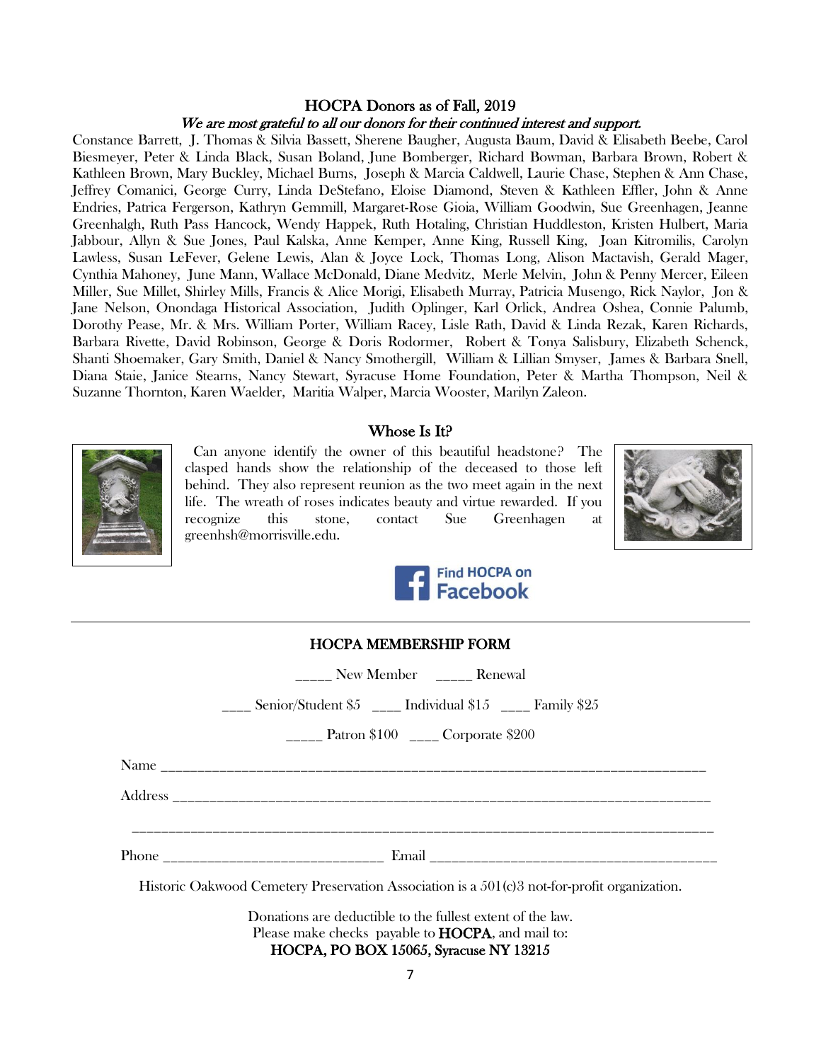## HOCPA Donors as of Fall, 2019

*We are most grateful to all our donors for their continued interest and support.*

Constance Barrett, J. Thomas & Silvia Bassett, Sherene Baugher, Augusta Baum, David & Elisabeth Beebe, Carol Biesmeyer, Peter & Linda Black, Susan Boland, June Bomberger, Richard Bowman, Barbara Brown, Robert & Kathleen Brown, Mary Buckley, Michael Burns, Joseph & Marcia Caldwell, Laurie Chase, Stephen & Ann Chase, Jeffrey Comanici, George Curry, Linda DeStefano, Eloise Diamond, Steven & Kathleen Effler, John & Anne Endries, Patrica Fergerson, Kathryn Gemmill, Margaret-Rose Gioia, William Goodwin, Sue Greenhagen, Jeanne Greenhalgh, Ruth Pass Hancock, Wendy Happek, Ruth Hotaling, Christian Huddleston, Kristen Hulbert, Maria Jabbour, Allyn & Sue Jones, Paul Kalska, Anne Kemper, Anne King, Russell King, Joan Kitromilis, Carolyn Lawless, Susan LeFever, Gelene Lewis, Alan & Joyce Lock, Thomas Long, Alison Mactavish, Gerald Mager, Cynthia Mahoney, June Mann, Wallace McDonald, Diane Medvitz, Merle Melvin, John & Penny Mercer, Eileen Miller, Sue Millet, Shirley Mills, Francis & Alice Morigi, Elisabeth Murray, Patricia Musengo, Rick Naylor, Jon & Jane Nelson, Onondaga Historical Association, Judith Oplinger, Karl Orlick, Andrea Oshea, Connie Palumb, Dorothy Pease, Mr. & Mrs. William Porter, William Racey, Lisle Rath, David & Linda Rezak, Karen Richards, Barbara Rivette, David Robinson, George & Doris Rodormer, Robert & Tonya Salisbury, Elizabeth Schenck, Shanti Shoemaker, Gary Smith, Daniel & Nancy Smothergill, William & Lillian Smyser, James & Barbara Snell, Diana Staie, Janice Stearns, Nancy Stewart, Syracuse Home Foundation, Peter & Martha Thompson, Neil & Suzanne Thornton, Karen Waelder, Maritia Walper, Marcia Wooster, Marilyn Zaleon.

## Whose Is It?

Can anyone identify the owner of this beautiful headstone? The clasped hands show the relationship of the deceased to those left behind. They also represent reunion as the two meet again in the next life. The wreath of roses indicates beauty and virtue rewarded. If you recognize this stone, contact Sue Greenhagen at greenhsh@morrisville.edu.

Find HOCPA on Facebook

## HOCPA MEMBERSHIP FORM

_____ New Member _____ Renewal

____ Senior/Student $5 ____ Individual $15 ____ Family $25

_____ Patron $100 ____ Corporate $200

Name ___________________________________________________________________________

Address _________________________________________________________________________

_______________________________________________________________________________

Phone ______________________________ Email ______________________________________

Historic Oakwood Cemetery Preservation Association is a 501(c)3 not-for-profit organization.

Donations are deductible to the fullest extent of the law.
Please make checks payable to **HOCPA**, and mail to:
**HOCPA, PO BOX 15065, Syracuse NY 13215**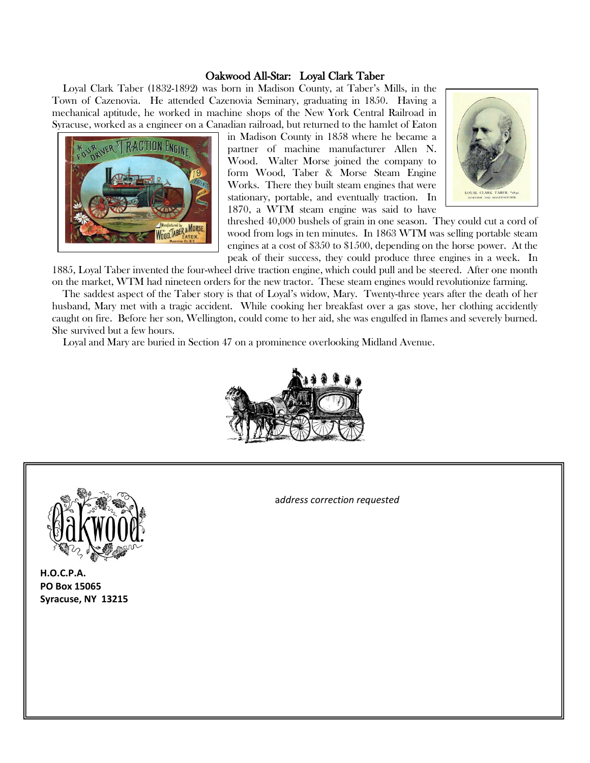## Oakwood All-Star: Loyal Clark Taber

Loyal Clark Taber (1832-1892) was born in Madison County, at Taber's Mills, in the Town of Cazenovia. He attended Cazenovia Seminary, graduating in 1850. Having a mechanical aptitude, he worked in machine shops of the New York Central Railroad in Syracuse, worked as a engineer on a Canadian railroad, but returned to the hamlet of Eaton in Madison County in 1858 where he became a partner of machine manufacturer Allen N. Wood. Walter Morse joined the company to form Wood, Taber & Morse Steam Engine Works. There they built steam engines that were stationary, portable, and eventually traction. In 1870, a WTM steam engine was said to have threshed 40,000 bushels of grain in one season. They could cut a cord of wood from logs in ten minutes. In 1863 WTM was selling portable steam engines at a cost of $350 to $1500, depending on the horse power. At the peak of their success, they could produce three engines in a week. In 1885, Loyal Taber invented the four-wheel drive traction engine, which could pull and be steered. After one month on the market, WTM had nineteen orders for the new tractor. These steam engines would revolutionize farming.

The saddest aspect of the Taber story is that of Loyal's widow, Mary. Twenty-three years after the death of her husband, Mary met with a tragic accident. While cooking her breakfast over a gas stove, her clothing accidently caught on fire. Before her son, Wellington, could come to her aid, she was engulfed in flames and severely burned. She survived but a few hours.

Loyal and Mary are buried in Section 47 on a prominence overlooking Midland Avenue.

*address correction requested*

**H.O.C.P.A.**
**PO Box 15065**
**Syracuse, NY 13215**